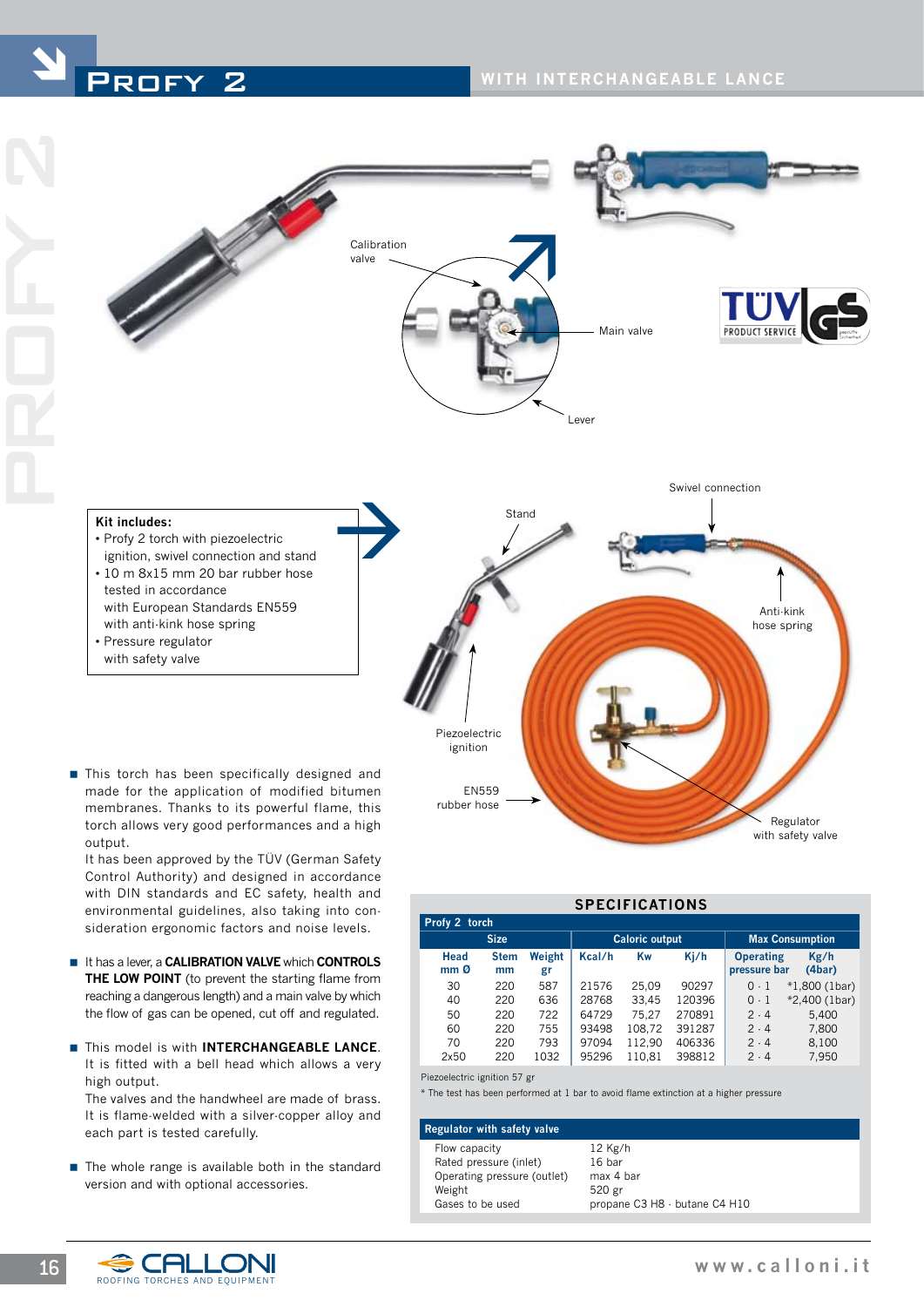# PROFY 2

## WITH INTERCHANGEABLE LANCE

Calibration valve

Main valve

Lever

Swivel connection

Stand

Anti-kink hose spring

Piezoelectric ignition

EN559 rubber hose

Regulator with safety valve

**Kit includes:**

- Profy 2 torch with piezoelectric ignition, swivel connection and stand
- 10 m 8x15 mm 20 bar rubber hose tested in accordance with European Standards EN559 with anti-kink hose spring
- Pressure regulator with safety valve

- This torch has been specifically designed and made for the application of modified bitumen membranes. Thanks to its powerful flame, this torch allows very good performances and a high output.
  It has been approved by the TÜV (German Safety Control Authority) and designed in accordance with DIN standards and EC safety, health and environmental guidelines, also taking into consideration ergonomic factors and noise levels.

- It has a lever, a **CALIBRATION VALVE** which **CONTROLS THE LOW POINT** (to prevent the starting flame from reaching a dangerous length) and a main valve by which the flow of gas can be opened, cut off and regulated.

- This model is with **INTERCHANGEABLE LANCE**. It is fitted with a bell head which allows a very high output.
  The valves and the handwheel are made of brass. It is flame-welded with a silver-copper alloy and each part is tested carefully.

- The whole range is available both in the standard version and with optional accessories.

## SPECIFICATIONS

**Profy 2 torch**

| Size | | | Caloric output | | | Max Consumption | |
|---|---|---|---|---|---|---|---|
| Head mm Ø | Stem mm | Weight gr | Kcal/h | Kw | Kj/h | Operating pressure bar | Kg/h (4bar) |
| 30 | 220 | 587 | 21576 | 25,09 | 90297 | 0 - 1 | *1,800 (1bar) |
| 40 | 220 | 636 | 28768 | 33,45 | 120396 | 0 - 1 | *2,400 (1bar) |
| 50 | 220 | 722 | 64729 | 75,27 | 270891 | 2 - 4 | 5,400 |
| 60 | 220 | 755 | 93498 | 108,72 | 391287 | 2 - 4 | 7,800 |
| 70 | 220 | 793 | 97094 | 112,90 | 406336 | 2 - 4 | 8,100 |
| 2x50 | 220 | 1032 | 95296 | 110,81 | 398812 | 2 - 4 | 7,950 |

Piezoelectric ignition 57 gr

* The test has been performed at 1 bar to avoid flame extinction at a higher pressure

**Regulator with safety valve**

| | |
|---|---|
| Flow capacity | 12 Kg/h |
| Rated pressure (inlet) | 16 bar |
| Operating pressure (outlet) | max 4 bar |
| Weight | 520 gr |
| Gases to be used | propane C3 H8 - butane C4 H10 |

CALLONI ROOFING TORCHES AND EQUIPMENT

www.calloni.it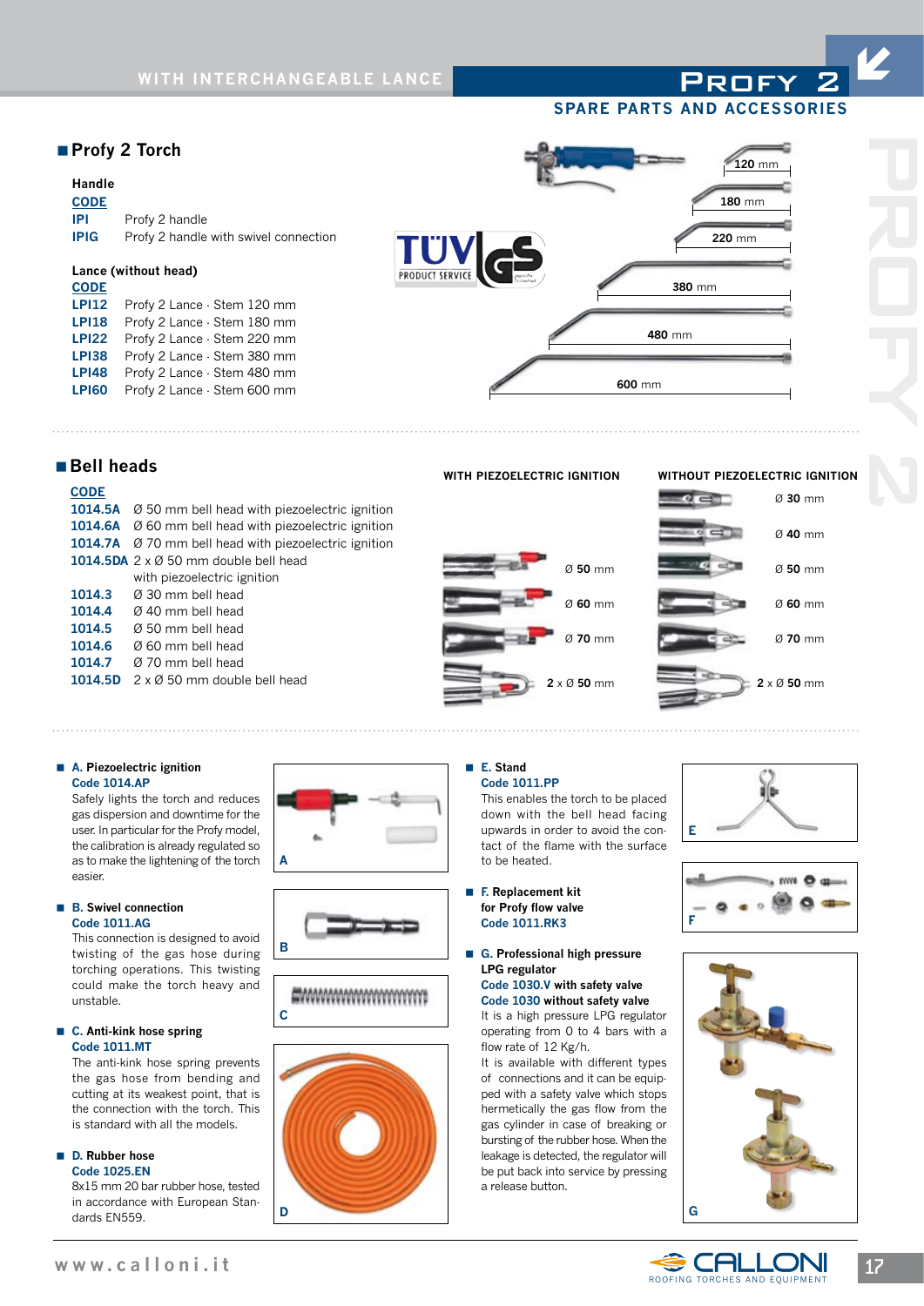WITH INTERCHANGEABLE LANCE

# PROFY 2

## SPARE PARTS AND ACCESSORIES

## Profy 2 Torch

**Handle**

| CODE | |
|---|---|
| IPI | Profy 2 handle |
| IPIG | Profy 2 handle with swivel connection |

**Lance (without head)**

| CODE | |
|---|---|
| LPI12 | Profy 2 Lance · Stem 120 mm |
| LPI18 | Profy 2 Lance · Stem 180 mm |
| LPI22 | Profy 2 Lance · Stem 220 mm |
| LPI38 | Profy 2 Lance · Stem 380 mm |
| LPI48 | Profy 2 Lance · Stem 480 mm |
| LPI60 | Profy 2 Lance · Stem 600 mm |

120 mm
180 mm
220 mm
380 mm
480 mm
600 mm

TÜV GS PRODUCT SERVICE

## Bell heads

| CODE | |
|---|---|
| 1014.5A | Ø 50 mm bell head with piezoelectric ignition |
| 1014.6A | Ø 60 mm bell head with piezoelectric ignition |
| 1014.7A | Ø 70 mm bell head with piezoelectric ignition |
| 1014.5DA | 2 x Ø 50 mm double bell head with piezoelectric ignition |
| 1014.3 | Ø 30 mm bell head |
| 1014.4 | Ø 40 mm bell head |
| 1014.5 | Ø 50 mm bell head |
| 1014.6 | Ø 60 mm bell head |
| 1014.7 | Ø 70 mm bell head |
| 1014.5D | 2 x Ø 50 mm double bell head |

WITH PIEZOELECTRIC IGNITION
Ø 50 mm
Ø 60 mm
Ø 70 mm
2 x Ø 50 mm

WITHOUT PIEZOELECTRIC IGNITION
Ø 30 mm
Ø 40 mm
Ø 50 mm
Ø 60 mm
Ø 70 mm
2 x Ø 50 mm

### A. Piezoelectric ignition
**Code 1014.AP**

Safely lights the torch and reduces gas dispersion and downtime for the user. In particular for the Profy model, the calibration is already regulated so as to make the lightening of the torch easier.

### B. Swivel connection
**Code 1011.AG**

This connection is designed to avoid twisting of the gas hose during torching operations. This twisting could make the torch heavy and unstable.

### C. Anti-kink hose spring
**Code 1011.MT**

The anti-kink hose spring prevents the gas hose from bending and cutting at its weakest point, that is the connection with the torch. This is standard with all the models.

### D. Rubber hose
**Code 1025.EN**

8x15 mm 20 bar rubber hose, tested in accordance with European Standards EN559.

A
B
C
D

### E. Stand
**Code 1011.PP**

This enables the torch to be placed down with the bell head facing upwards in order to avoid the contact of the flame with the surface to be heated.

### F. Replacement kit for Profy flow valve
**Code 1011.RK3**

### G. Professional high pressure LPG regulator
**Code 1030.V** with safety valve
**Code 1030** without safety valve

It is a high pressure LPG regulator operating from 0 to 4 bars with a flow rate of 12 Kg/h.

It is available with different types of connections and it can be equipped with a safety valve which stops hermetically the gas flow from the gas cylinder in case of breaking or bursting of the rubber hose. When the leakage is detected, the regulator will be put back into service by pressing a release button.

E
F
G

www.calloni.it

CALLONI ROOFING TORCHES AND EQUIPMENT